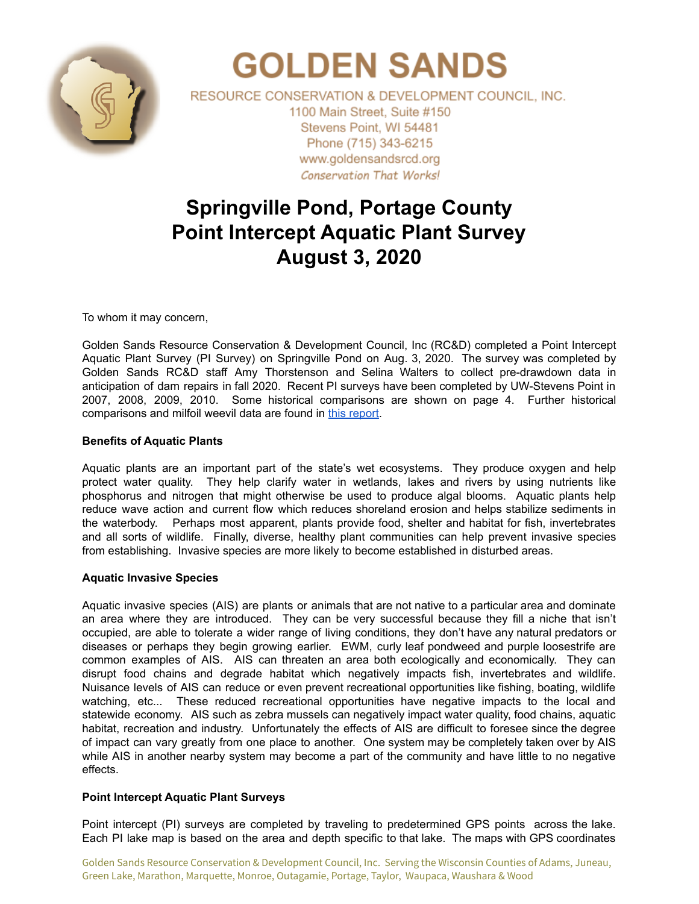# GOLDEN SANDS

RESOURCE CONSERVATION & DEVELOPMENT COUNCIL, INC.
1100 Main Street, Suite #150
Stevens Point, WI 54481
Phone (715) 343-6215
www.goldensandsrcd.org
*Conservation That Works!*

# Springville Pond, Portage County
# Point Intercept Aquatic Plant Survey
# August 3, 2020

To whom it may concern,

Golden Sands Resource Conservation & Development Council, Inc (RC&D) completed a Point Intercept Aquatic Plant Survey (PI Survey) on Springville Pond on Aug. 3, 2020. The survey was completed by Golden Sands RC&D staff Amy Thorstenson and Selina Walters to collect pre-drawdown data in anticipation of dam repairs in fall 2020. Recent PI surveys have been completed by UW-Stevens Point in 2007, 2008, 2009, 2010. Some historical comparisons are shown on page 4. Further historical comparisons and milfoil weevil data are found in this report.

**Benefits of Aquatic Plants**

Aquatic plants are an important part of the state's wet ecosystems. They produce oxygen and help protect water quality. They help clarify water in wetlands, lakes and rivers by using nutrients like phosphorus and nitrogen that might otherwise be used to produce algal blooms. Aquatic plants help reduce wave action and current flow which reduces shoreland erosion and helps stabilize sediments in the waterbody. Perhaps most apparent, plants provide food, shelter and habitat for fish, invertebrates and all sorts of wildlife. Finally, diverse, healthy plant communities can help prevent invasive species from establishing. Invasive species are more likely to become established in disturbed areas.

**Aquatic Invasive Species**

Aquatic invasive species (AIS) are plants or animals that are not native to a particular area and dominate an area where they are introduced. They can be very successful because they fill a niche that isn't occupied, are able to tolerate a wider range of living conditions, they don't have any natural predators or diseases or perhaps they begin growing earlier. EWM, curly leaf pondweed and purple loosestrife are common examples of AIS. AIS can threaten an area both ecologically and economically. They can disrupt food chains and degrade habitat which negatively impacts fish, invertebrates and wildlife. Nuisance levels of AIS can reduce or even prevent recreational opportunities like fishing, boating, wildlife watching, etc... These reduced recreational opportunities have negative impacts to the local and statewide economy. AIS such as zebra mussels can negatively impact water quality, food chains, aquatic habitat, recreation and industry. Unfortunately the effects of AIS are difficult to foresee since the degree of impact can vary greatly from one place to another. One system may be completely taken over by AIS while AIS in another nearby system may become a part of the community and have little to no negative effects.

**Point Intercept Aquatic Plant Surveys**

Point intercept (PI) surveys are completed by traveling to predetermined GPS points across the lake. Each PI lake map is based on the area and depth specific to that lake. The maps with GPS coordinates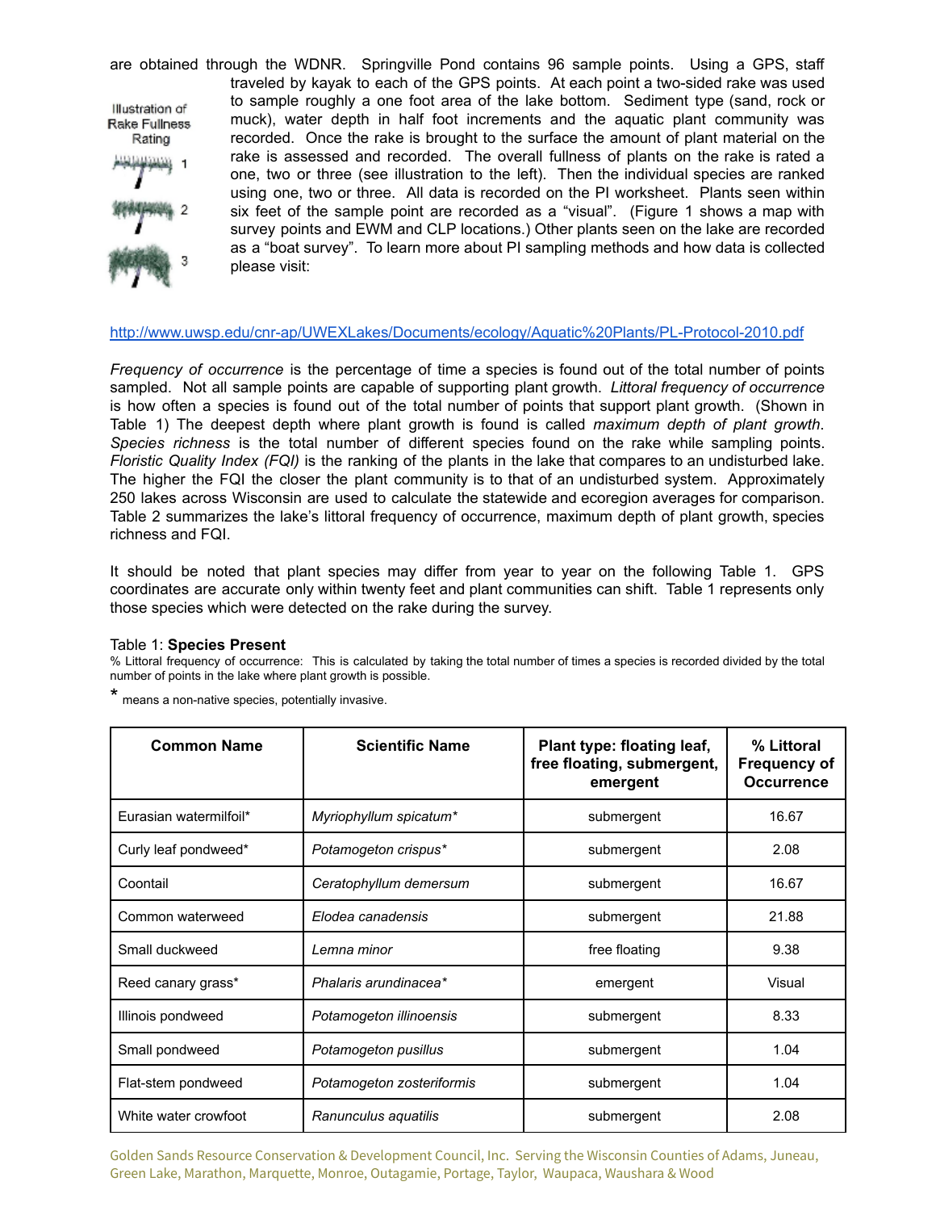are obtained through the WDNR. Springville Pond contains 96 sample points. Using a GPS, staff traveled by kayak to each of the GPS points. At each point a two-sided rake was used to sample roughly a one foot area of the lake bottom. Sediment type (sand, rock or muck), water depth in half foot increments and the aquatic plant community was recorded. Once the rake is brought to the surface the amount of plant material on the rake is assessed and recorded. The overall fullness of plants on the rake is rated a one, two or three (see illustration to the left). Then the individual species are ranked using one, two or three. All data is recorded on the PI worksheet. Plants seen within six feet of the sample point are recorded as a "visual". (Figure 1 shows a map with survey points and EWM and CLP locations.) Other plants seen on the lake are recorded as a "boat survey". To learn more about PI sampling methods and how data is collected please visit:

Illustration of Rake Fullness Rating

1

2

3

http://www.uwsp.edu/cnr-ap/UWEXLakes/Documents/ecology/Aquatic%20Plants/PL-Protocol-2010.pdf

*Frequency of occurrence* is the percentage of time a species is found out of the total number of points sampled. Not all sample points are capable of supporting plant growth. *Littoral frequency of occurrence* is how often a species is found out of the total number of points that support plant growth. (Shown in Table 1) The deepest depth where plant growth is found is called *maximum depth of plant growth*. *Species richness* is the total number of different species found on the rake while sampling points. *Floristic Quality Index (FQI)* is the ranking of the plants in the lake that compares to an undisturbed lake. The higher the FQI the closer the plant community is to that of an undisturbed system. Approximately 250 lakes across Wisconsin are used to calculate the statewide and ecoregion averages for comparison. Table 2 summarizes the lake's littoral frequency of occurrence, maximum depth of plant growth, species richness and FQI.

It should be noted that plant species may differ from year to year on the following Table 1. GPS coordinates are accurate only within twenty feet and plant communities can shift. Table 1 represents only those species which were detected on the rake during the survey.

Table 1: **Species Present**

% Littoral frequency of occurrence: This is calculated by taking the total number of times a species is recorded divided by the total number of points in the lake where plant growth is possible.

* means a non-native species, potentially invasive.

| Common Name | Scientific Name | Plant type: floating leaf, free floating, submergent, emergent | % Littoral Frequency of Occurrence |
|---|---|---|---|
| Eurasian watermilfoil* | *Myriophyllum spicatum** | submergent | 16.67 |
| Curly leaf pondweed* | *Potamogeton crispus** | submergent | 2.08 |
| Coontail | *Ceratophyllum demersum* | submergent | 16.67 |
| Common waterweed | *Elodea canadensis* | submergent | 21.88 |
| Small duckweed | *Lemna minor* | free floating | 9.38 |
| Reed canary grass* | *Phalaris arundinacea** | emergent | Visual |
| Illinois pondweed | *Potamogeton illinoensis* | submergent | 8.33 |
| Small pondweed | *Potamogeton pusillus* | submergent | 1.04 |
| Flat-stem pondweed | *Potamogeton zosteriformis* | submergent | 1.04 |
| White water crowfoot | *Ranunculus aquatilis* | submergent | 2.08 |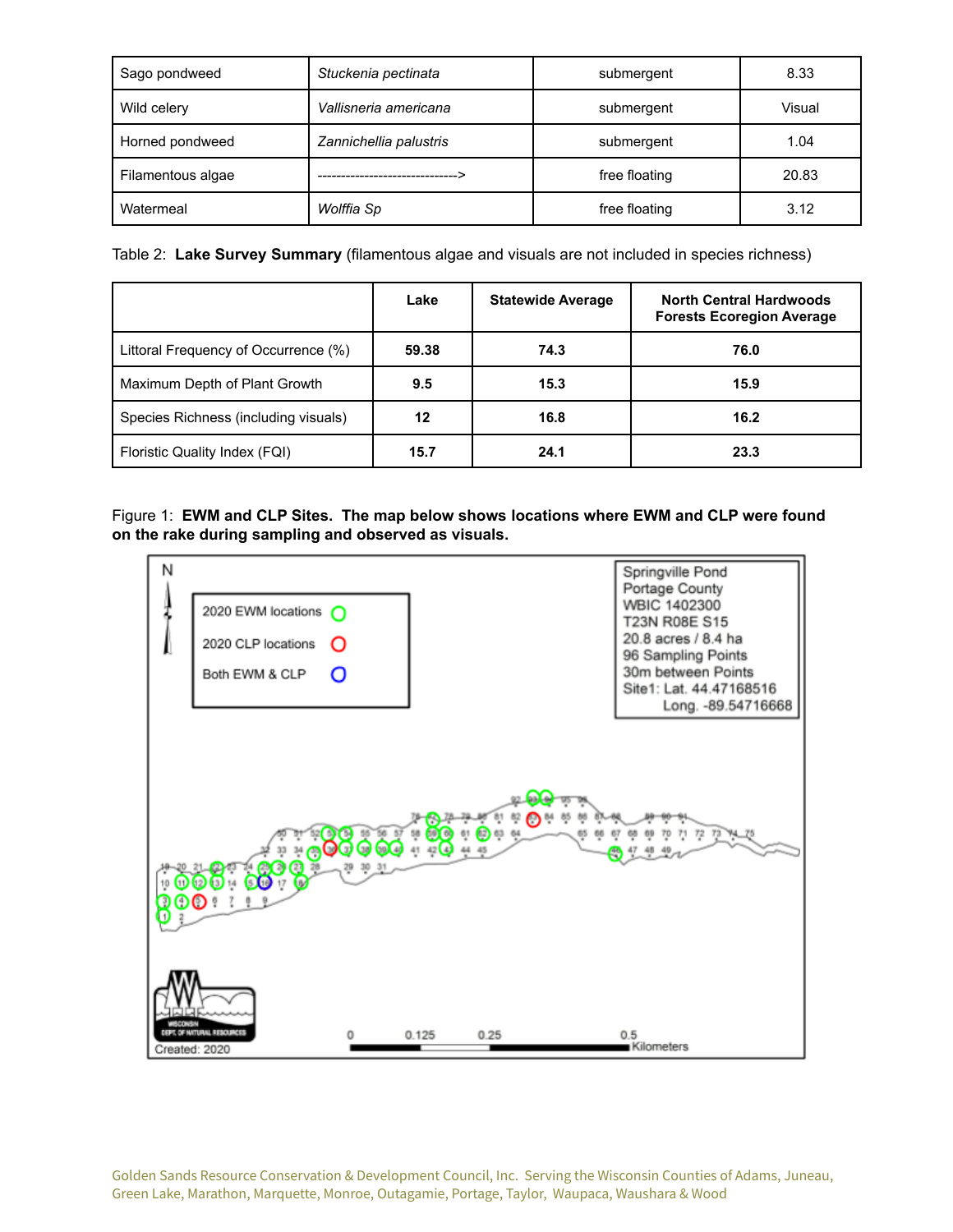| Sago pondweed | *Stuckenia pectinata* | submergent | 8.33 |
|---|---|---|---|
| Wild celery | *Vallisneria americana* | submergent | Visual |
| Horned pondweed | *Zannichellia palustris* | submergent | 1.04 |
| Filamentous algae | ------------------------------> | free floating | 20.83 |
| Watermeal | *Wolffia Sp* | free floating | 3.12 |

Table 2: **Lake Survey Summary** (filamentous algae and visuals are not included in species richness)

| | Lake | Statewide Average | North Central Hardwoods Forests Ecoregion Average |
|---|---|---|---|
| Littoral Frequency of Occurrence (%) | **59.38** | **74.3** | **76.0** |
| Maximum Depth of Plant Growth | **9.5** | **15.3** | **15.9** |
| Species Richness (including visuals) | **12** | **16.8** | **16.2** |
| Floristic Quality Index (FQI) | **15.7** | **24.1** | **23.3** |

Figure 1: **EWM and CLP Sites. The map below shows locations where EWM and CLP were found on the rake during sampling and observed as visuals.**

Golden Sands Resource Conservation & Development Council, Inc. Serving the Wisconsin Counties of Adams, Juneau, Green Lake, Marathon, Marquette, Monroe, Outagamie, Portage, Taylor, Waupaca, Waushara & Wood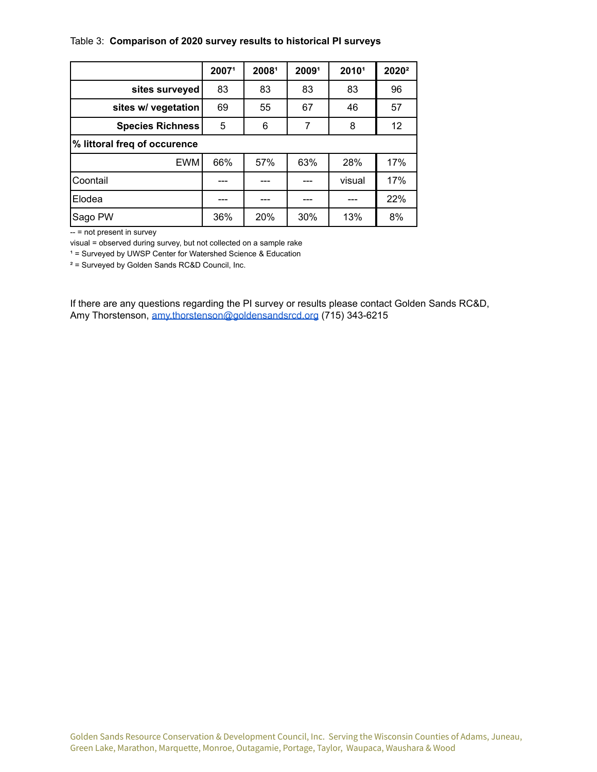Table 3: **Comparison of 2020 survey results to historical PI surveys**

| | 2007[1] | 2008[1] | 2009[1] | 2010[1] | 2020[2] |
|---|---|---|---|---|---|
| **sites surveyed** | 83 | 83 | 83 | 83 | 96 |
| **sites w/ vegetation** | 69 | 55 | 67 | 46 | 57 |
| **Species Richness** | 5 | 6 | 7 | 8 | 12 |
| **% littoral freq of occurence** | | | | | |
| EWM | 66% | 57% | 63% | 28% | 17% |
| Coontail | --- | --- | --- | visual | 17% |
| Elodea | --- | --- | --- | --- | 22% |
| Sago PW | 36% | 20% | 30% | 13% | 8% |

-- = not present in survey

visual = observed during survey, but not collected on a sample rake

[1] = Surveyed by UWSP Center for Watershed Science & Education

[2] = Surveyed by Golden Sands RC&D Council, Inc.

If there are any questions regarding the PI survey or results please contact Golden Sands RC&D, Amy Thorstenson, amy.thorstenson@goldensandsrcd.org (715) 343-6215